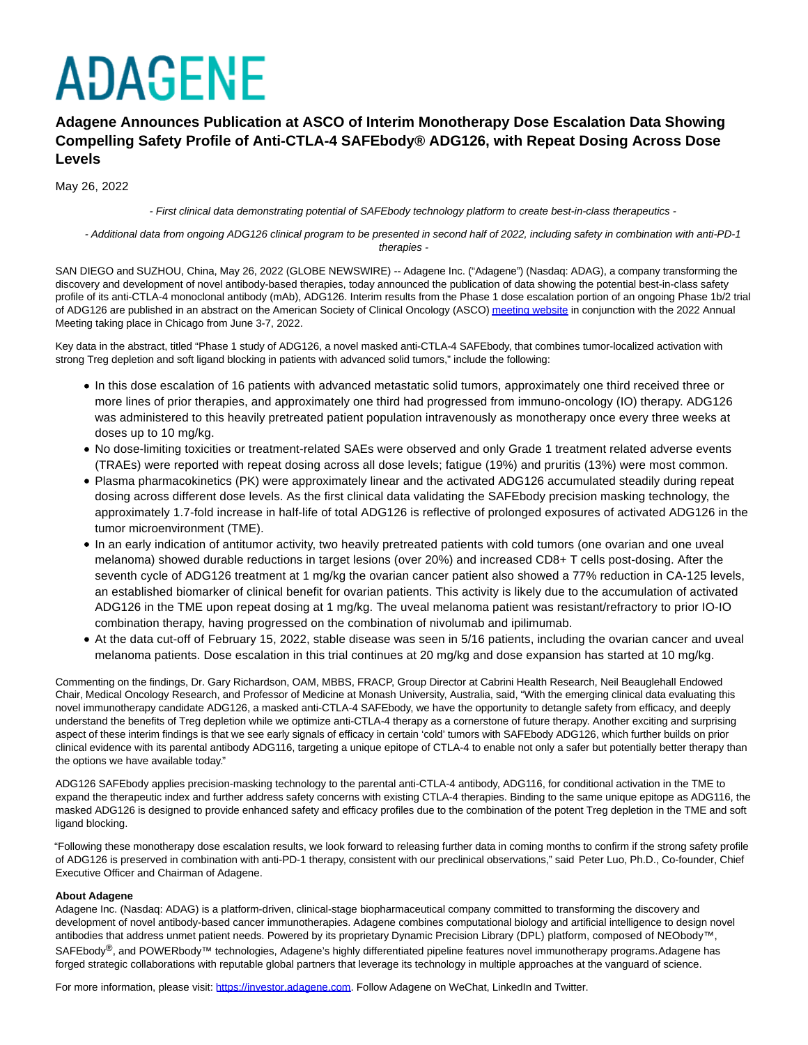# ADAGENE

## Adagene Announces Publication at ASCO of Interim Monotherapy Dose Escalation Data Showing Compelling Safety Profile of Anti-CTLA-4 SAFEbody® ADG126, with Repeat Dosing Across Dose Levels

May 26, 2022

*- First clinical data demonstrating potential of SAFEbody technology platform to create best-in-class therapeutics -*

*- Additional data from ongoing ADG126 clinical program to be presented in second half of 2022, including safety in combination with anti-PD-1 therapies -*

SAN DIEGO and SUZHOU, China, May 26, 2022 (GLOBE NEWSWIRE) -- Adagene Inc. ("Adagene") (Nasdaq: ADAG), a company transforming the discovery and development of novel antibody-based therapies, today announced the publication of data showing the potential best-in-class safety profile of its anti-CTLA-4 monoclonal antibody (mAb), ADG126. Interim results from the Phase 1 dose escalation portion of an ongoing Phase 1b/2 trial of ADG126 are published in an abstract on the American Society of Clinical Oncology (ASCO) meeting website in conjunction with the 2022 Annual Meeting taking place in Chicago from June 3-7, 2022.

Key data in the abstract, titled "Phase 1 study of ADG126, a novel masked anti-CTLA-4 SAFEbody, that combines tumor-localized activation with strong Treg depletion and soft ligand blocking in patients with advanced solid tumors," include the following:

- In this dose escalation of 16 patients with advanced metastatic solid tumors, approximately one third received three or more lines of prior therapies, and approximately one third had progressed from immuno-oncology (IO) therapy. ADG126 was administered to this heavily pretreated patient population intravenously as monotherapy once every three weeks at doses up to 10 mg/kg.
- No dose-limiting toxicities or treatment-related SAEs were observed and only Grade 1 treatment related adverse events (TRAEs) were reported with repeat dosing across all dose levels; fatigue (19%) and pruritis (13%) were most common.
- Plasma pharmacokinetics (PK) were approximately linear and the activated ADG126 accumulated steadily during repeat dosing across different dose levels. As the first clinical data validating the SAFEbody precision masking technology, the approximately 1.7-fold increase in half-life of total ADG126 is reflective of prolonged exposures of activated ADG126 in the tumor microenvironment (TME).
- In an early indication of antitumor activity, two heavily pretreated patients with cold tumors (one ovarian and one uveal melanoma) showed durable reductions in target lesions (over 20%) and increased CD8+ T cells post-dosing. After the seventh cycle of ADG126 treatment at 1 mg/kg the ovarian cancer patient also showed a 77% reduction in CA-125 levels, an established biomarker of clinical benefit for ovarian patients. This activity is likely due to the accumulation of activated ADG126 in the TME upon repeat dosing at 1 mg/kg. The uveal melanoma patient was resistant/refractory to prior IO-IO combination therapy, having progressed on the combination of nivolumab and ipilimumab.
- At the data cut-off of February 15, 2022, stable disease was seen in 5/16 patients, including the ovarian cancer and uveal melanoma patients. Dose escalation in this trial continues at 20 mg/kg and dose expansion has started at 10 mg/kg.

Commenting on the findings, Dr. Gary Richardson, OAM, MBBS, FRACP, Group Director at Cabrini Health Research, Neil Beauglehall Endowed Chair, Medical Oncology Research, and Professor of Medicine at Monash University, Australia, said, "With the emerging clinical data evaluating this novel immunotherapy candidate ADG126, a masked anti-CTLA-4 SAFEbody, we have the opportunity to detangle safety from efficacy, and deeply understand the benefits of Treg depletion while we optimize anti-CTLA-4 therapy as a cornerstone of future therapy. Another exciting and surprising aspect of these interim findings is that we see early signals of efficacy in certain 'cold' tumors with SAFEbody ADG126, which further builds on prior clinical evidence with its parental antibody ADG116, targeting a unique epitope of CTLA-4 to enable not only a safer but potentially better therapy than the options we have available today."

ADG126 SAFEbody applies precision-masking technology to the parental anti-CTLA-4 antibody, ADG116, for conditional activation in the TME to expand the therapeutic index and further address safety concerns with existing CTLA-4 therapies. Binding to the same unique epitope as ADG116, the masked ADG126 is designed to provide enhanced safety and efficacy profiles due to the combination of the potent Treg depletion in the TME and soft ligand blocking.

"Following these monotherapy dose escalation results, we look forward to releasing further data in coming months to confirm if the strong safety profile of ADG126 is preserved in combination with anti-PD-1 therapy, consistent with our preclinical observations," said Peter Luo, Ph.D., Co-founder, Chief Executive Officer and Chairman of Adagene.

**About Adagene**

Adagene Inc. (Nasdaq: ADAG) is a platform-driven, clinical-stage biopharmaceutical company committed to transforming the discovery and development of novel antibody-based cancer immunotherapies. Adagene combines computational biology and artificial intelligence to design novel antibodies that address unmet patient needs. Powered by its proprietary Dynamic Precision Library (DPL) platform, composed of NEObody™, SAFEbody®, and POWERbody™ technologies, Adagene's highly differentiated pipeline features novel immunotherapy programs. Adagene has forged strategic collaborations with reputable global partners that leverage its technology in multiple approaches at the vanguard of science.

For more information, please visit: https://investor.adagene.com. Follow Adagene on WeChat, LinkedIn and Twitter.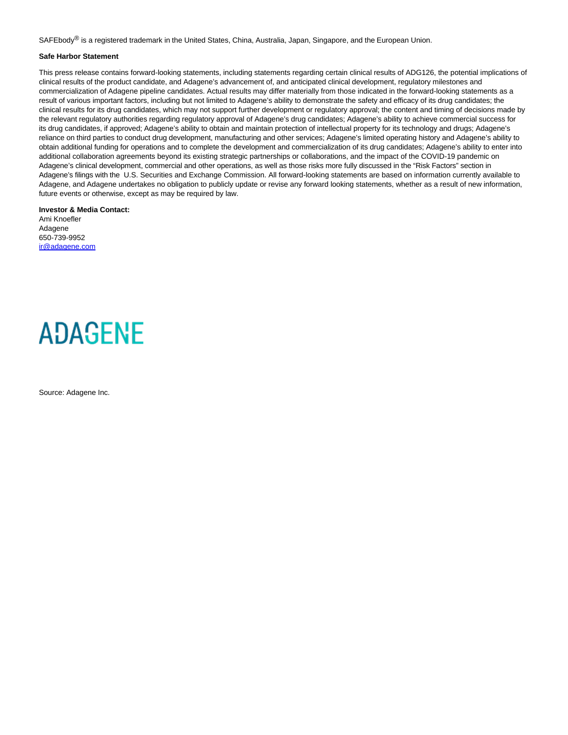SAFEbody® is a registered trademark in the United States, China, Australia, Japan, Singapore, and the European Union.

**Safe Harbor Statement**

This press release contains forward-looking statements, including statements regarding certain clinical results of ADG126, the potential implications of clinical results of the product candidate, and Adagene's advancement of, and anticipated clinical development, regulatory milestones and commercialization of Adagene pipeline candidates. Actual results may differ materially from those indicated in the forward-looking statements as a result of various important factors, including but not limited to Adagene's ability to demonstrate the safety and efficacy of its drug candidates; the clinical results for its drug candidates, which may not support further development or regulatory approval; the content and timing of decisions made by the relevant regulatory authorities regarding regulatory approval of Adagene's drug candidates; Adagene's ability to achieve commercial success for its drug candidates, if approved; Adagene's ability to obtain and maintain protection of intellectual property for its technology and drugs; Adagene's reliance on third parties to conduct drug development, manufacturing and other services; Adagene's limited operating history and Adagene's ability to obtain additional funding for operations and to complete the development and commercialization of its drug candidates; Adagene's ability to enter into additional collaboration agreements beyond its existing strategic partnerships or collaborations, and the impact of the COVID-19 pandemic on Adagene's clinical development, commercial and other operations, as well as those risks more fully discussed in the "Risk Factors" section in Adagene's filings with the U.S. Securities and Exchange Commission. All forward-looking statements are based on information currently available to Adagene, and Adagene undertakes no obligation to publicly update or revise any forward looking statements, whether as a result of new information, future events or otherwise, except as may be required by law.

**Investor & Media Contact:**
Ami Knoefler
Adagene
650-739-9952
ir@adagene.com

ADAGENE

Source: Adagene Inc.